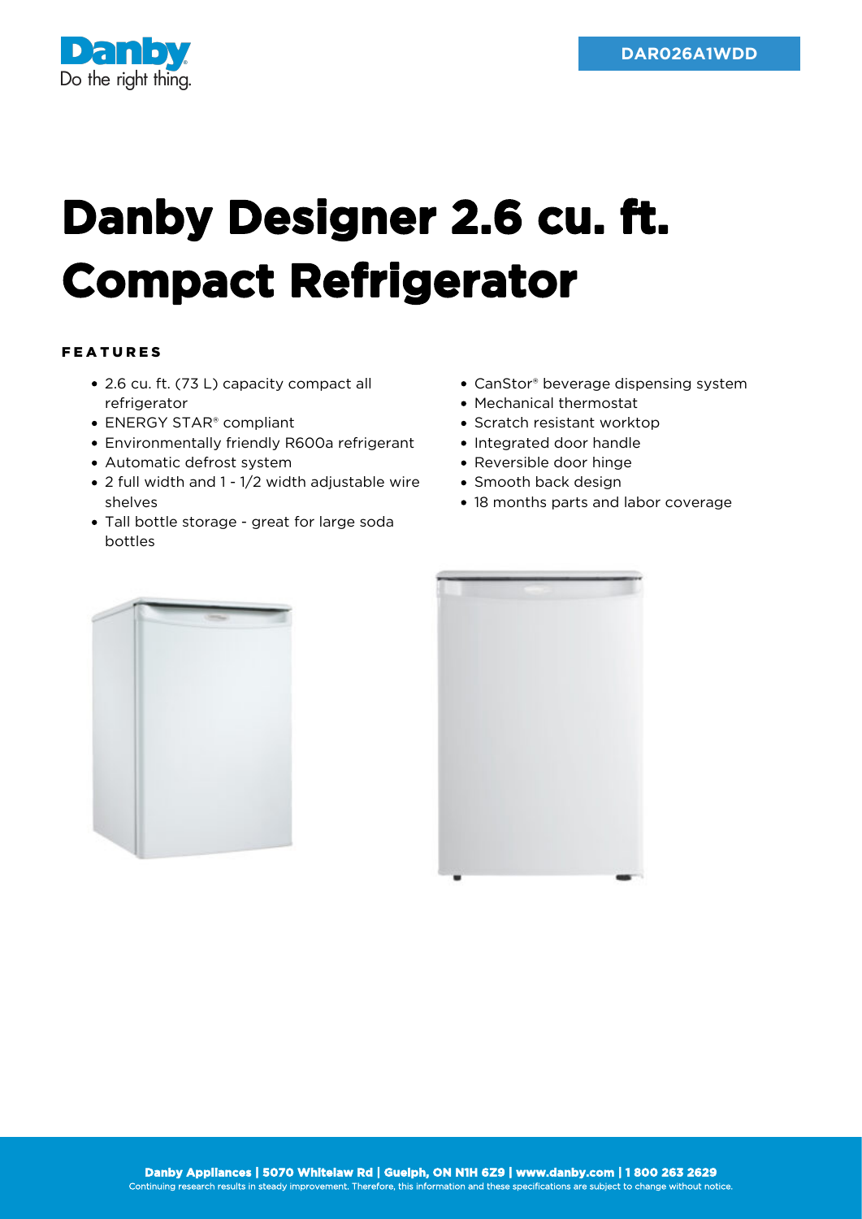Danby
Do the right thing.

DAR026A1WDD

# Danby Designer 2.6 cu. ft. Compact Refrigerator

## FEATURES

- 2.6 cu. ft. (73 L) capacity compact all refrigerator
- ENERGY STAR® compliant
- Environmentally friendly R600a refrigerant
- Automatic defrost system
- 2 full width and 1 - 1/2 width adjustable wire shelves
- Tall bottle storage - great for large soda bottles
- CanStor® beverage dispensing system
- Mechanical thermostat
- Scratch resistant worktop
- Integrated door handle
- Reversible door hinge
- Smooth back design
- 18 months parts and labor coverage

**Danby Appliances | 5070 Whitelaw Rd | Guelph, ON N1H 6Z9 | www.danby.com | 1 800 263 2629**
Continuing research results in steady improvement. Therefore, this information and these specifications are subject to change without notice.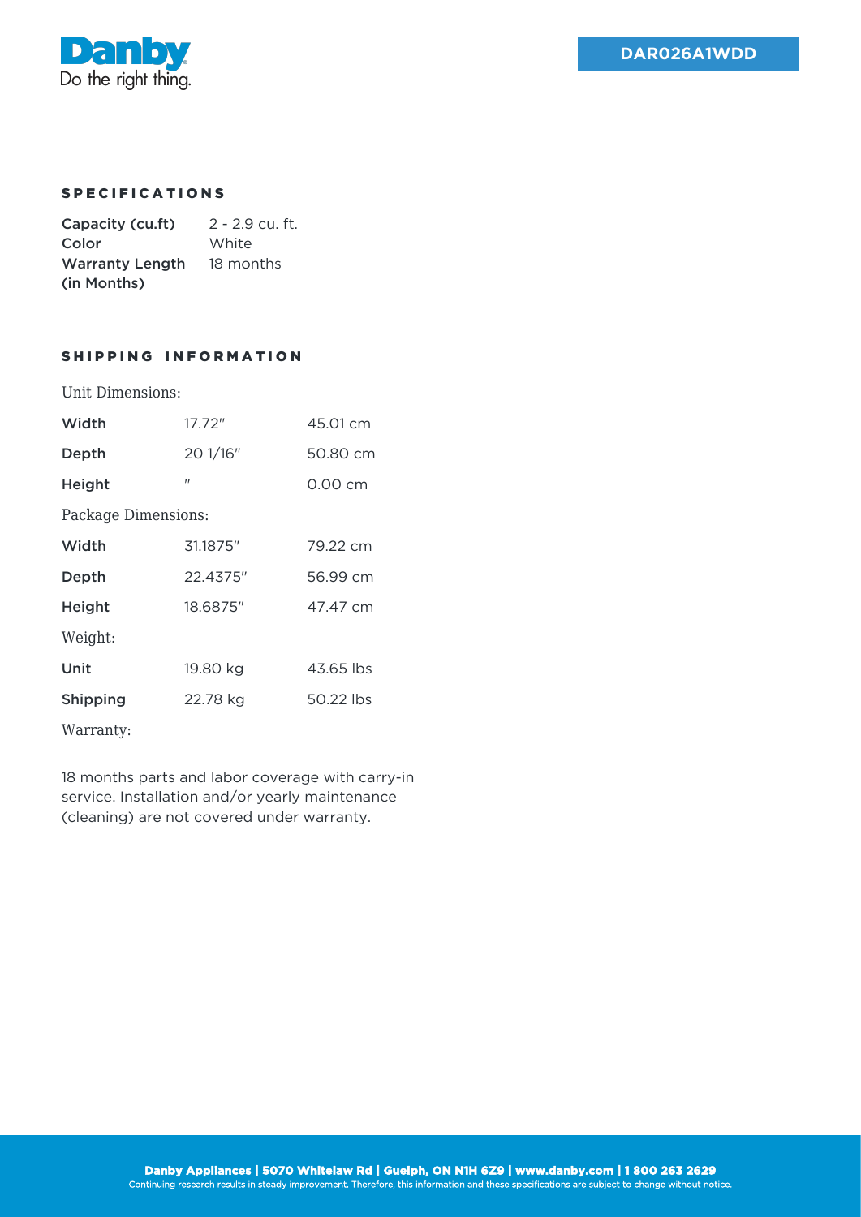Danby
Do the right thing.

**DAR026A1WDD**

## SPECIFICATIONS

| | |
|---|---|
| **Capacity (cu.ft)** | 2 - 2.9 cu. ft. |
| **Color** | White |
| **Warranty Length (in Months)** | 18 months |

## SHIPPING INFORMATION

Unit Dimensions:

| | | |
|---|---|---|
| **Width** | 17.72″ | 45.01 cm |
| **Depth** | 20 1/16″ | 50.80 cm |
| **Height** | ″ | 0.00 cm |

Package Dimensions:

| | | |
|---|---|---|
| **Width** | 31.1875″ | 79.22 cm |
| **Depth** | 22.4375″ | 56.99 cm |
| **Height** | 18.6875″ | 47.47 cm |

Weight:

| | | |
|---|---|---|
| **Unit** | 19.80 kg | 43.65 lbs |
| **Shipping** | 22.78 kg | 50.22 lbs |

Warranty:

18 months parts and labor coverage with carry-in service. Installation and/or yearly maintenance (cleaning) are not covered under warranty.

**Danby Appliances | 5070 Whitelaw Rd | Guelph, ON N1H 6Z9 | www.danby.com | 1 800 263 2629**
Continuing research results in steady improvement. Therefore, this information and these specifications are subject to change without notice.